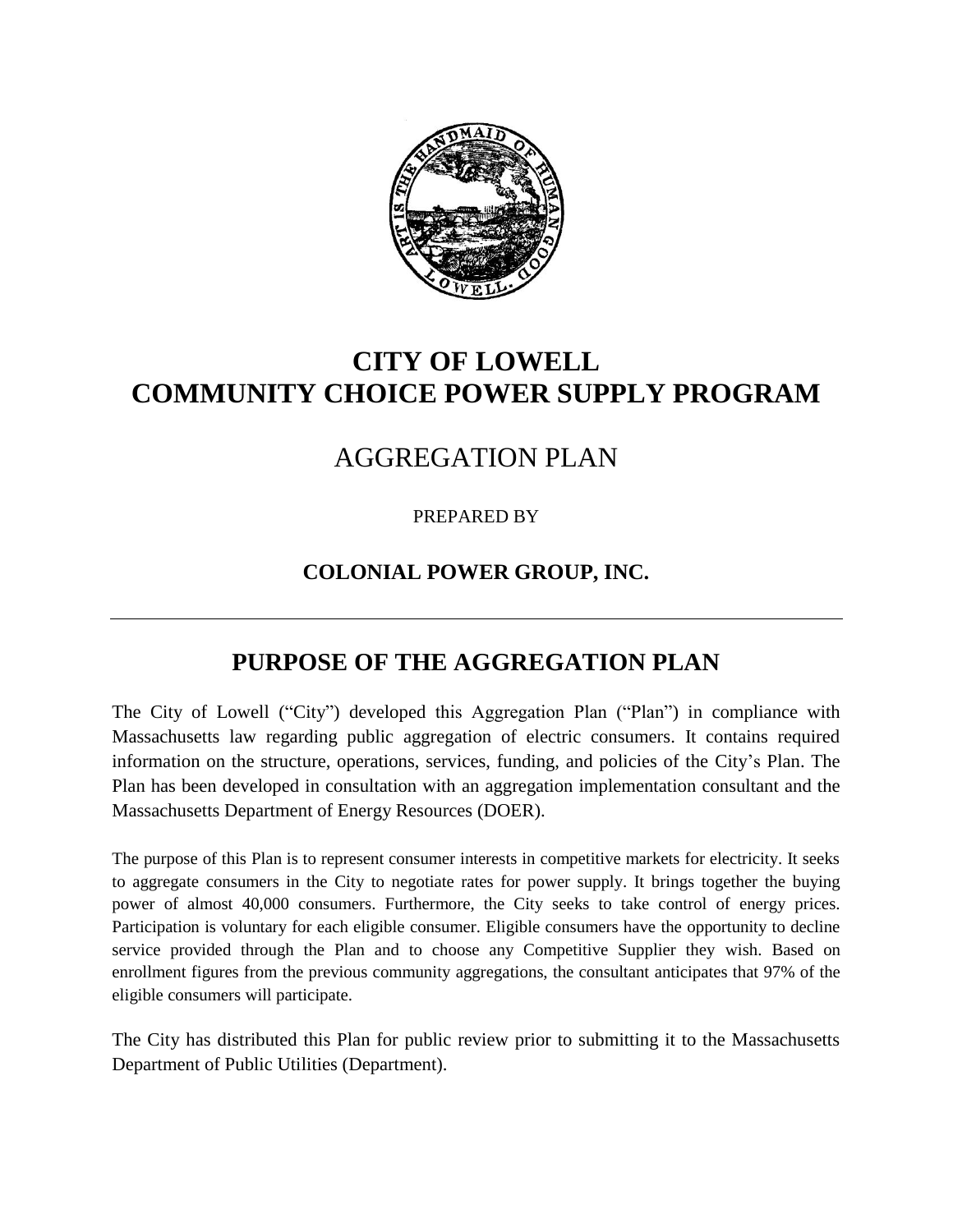# CITY OF LOWELL
# COMMUNITY CHOICE POWER SUPPLY PROGRAM

## AGGREGATION PLAN

PREPARED BY

**COLONIAL POWER GROUP, INC.**

---

## PURPOSE OF THE AGGREGATION PLAN

The City of Lowell ("City") developed this Aggregation Plan ("Plan") in compliance with Massachusetts law regarding public aggregation of electric consumers. It contains required information on the structure, operations, services, funding, and policies of the City's Plan. The Plan has been developed in consultation with an aggregation implementation consultant and the Massachusetts Department of Energy Resources (DOER).

The purpose of this Plan is to represent consumer interests in competitive markets for electricity. It seeks to aggregate consumers in the City to negotiate rates for power supply. It brings together the buying power of almost 40,000 consumers. Furthermore, the City seeks to take control of energy prices. Participation is voluntary for each eligible consumer. Eligible consumers have the opportunity to decline service provided through the Plan and to choose any Competitive Supplier they wish. Based on enrollment figures from the previous community aggregations, the consultant anticipates that 97% of the eligible consumers will participate.

The City has distributed this Plan for public review prior to submitting it to the Massachusetts Department of Public Utilities (Department).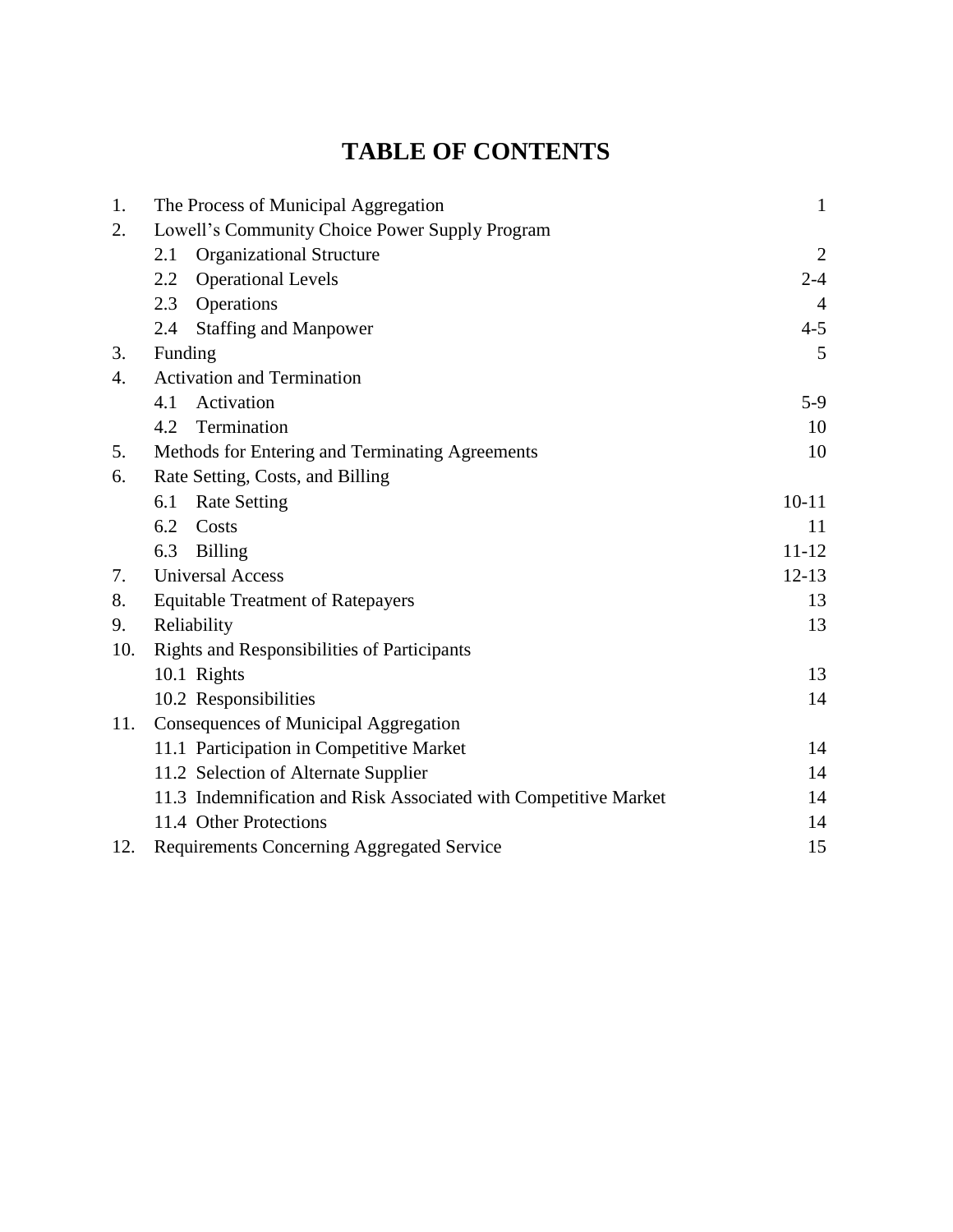# TABLE OF CONTENTS

| | | |
|---|---|---|
| 1. | The Process of Municipal Aggregation | 1 |
| 2. | Lowell's Community Choice Power Supply Program | |
| | 2.1 Organizational Structure | 2 |
| | 2.2 Operational Levels | 2-4 |
| | 2.3 Operations | 4 |
| | 2.4 Staffing and Manpower | 4-5 |
| 3. | Funding | 5 |
| 4. | Activation and Termination | |
| | 4.1 Activation | 5-9 |
| | 4.2 Termination | 10 |
| 5. | Methods for Entering and Terminating Agreements | 10 |
| 6. | Rate Setting, Costs, and Billing | |
| | 6.1 Rate Setting | 10-11 |
| | 6.2 Costs | 11 |
| | 6.3 Billing | 11-12 |
| 7. | Universal Access | 12-13 |
| 8. | Equitable Treatment of Ratepayers | 13 |
| 9. | Reliability | 13 |
| 10. | Rights and Responsibilities of Participants | |
| | 10.1 Rights | 13 |
| | 10.2 Responsibilities | 14 |
| 11. | Consequences of Municipal Aggregation | |
| | 11.1 Participation in Competitive Market | 14 |
| | 11.2 Selection of Alternate Supplier | 14 |
| | 11.3 Indemnification and Risk Associated with Competitive Market | 14 |
| | 11.4 Other Protections | 14 |
| 12. | Requirements Concerning Aggregated Service | 15 |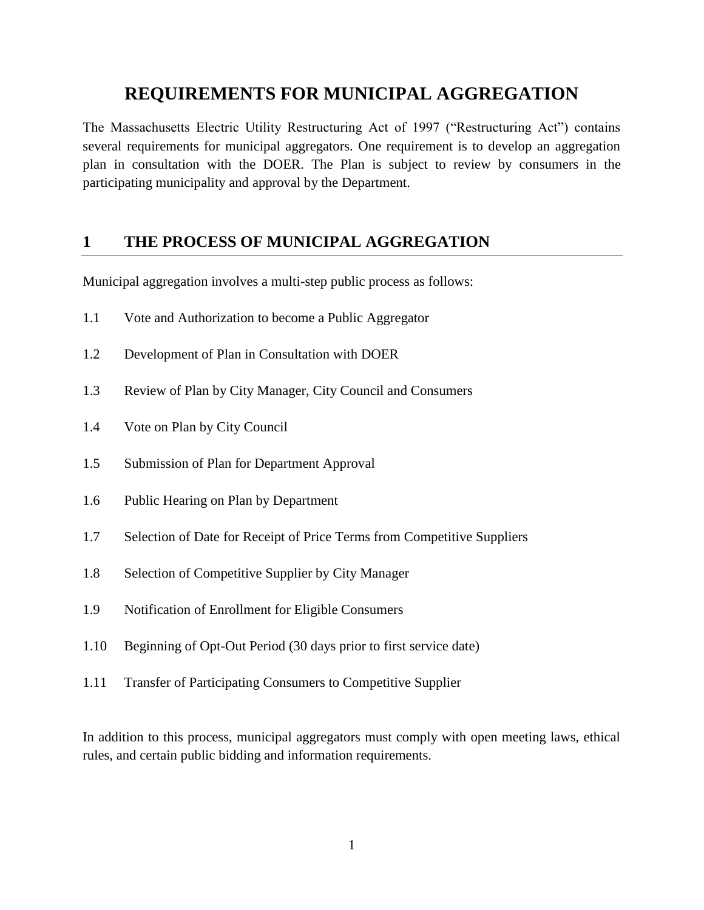# REQUIREMENTS FOR MUNICIPAL AGGREGATION

The Massachusetts Electric Utility Restructuring Act of 1997 ("Restructuring Act") contains several requirements for municipal aggregators. One requirement is to develop an aggregation plan in consultation with the DOER. The Plan is subject to review by consumers in the participating municipality and approval by the Department.

## 1 THE PROCESS OF MUNICIPAL AGGREGATION

Municipal aggregation involves a multi-step public process as follows:

1.1 Vote and Authorization to become a Public Aggregator

1.2 Development of Plan in Consultation with DOER

1.3 Review of Plan by City Manager, City Council and Consumers

1.4 Vote on Plan by City Council

1.5 Submission of Plan for Department Approval

1.6 Public Hearing on Plan by Department

1.7 Selection of Date for Receipt of Price Terms from Competitive Suppliers

1.8 Selection of Competitive Supplier by City Manager

1.9 Notification of Enrollment for Eligible Consumers

1.10 Beginning of Opt-Out Period (30 days prior to first service date)

1.11 Transfer of Participating Consumers to Competitive Supplier

In addition to this process, municipal aggregators must comply with open meeting laws, ethical rules, and certain public bidding and information requirements.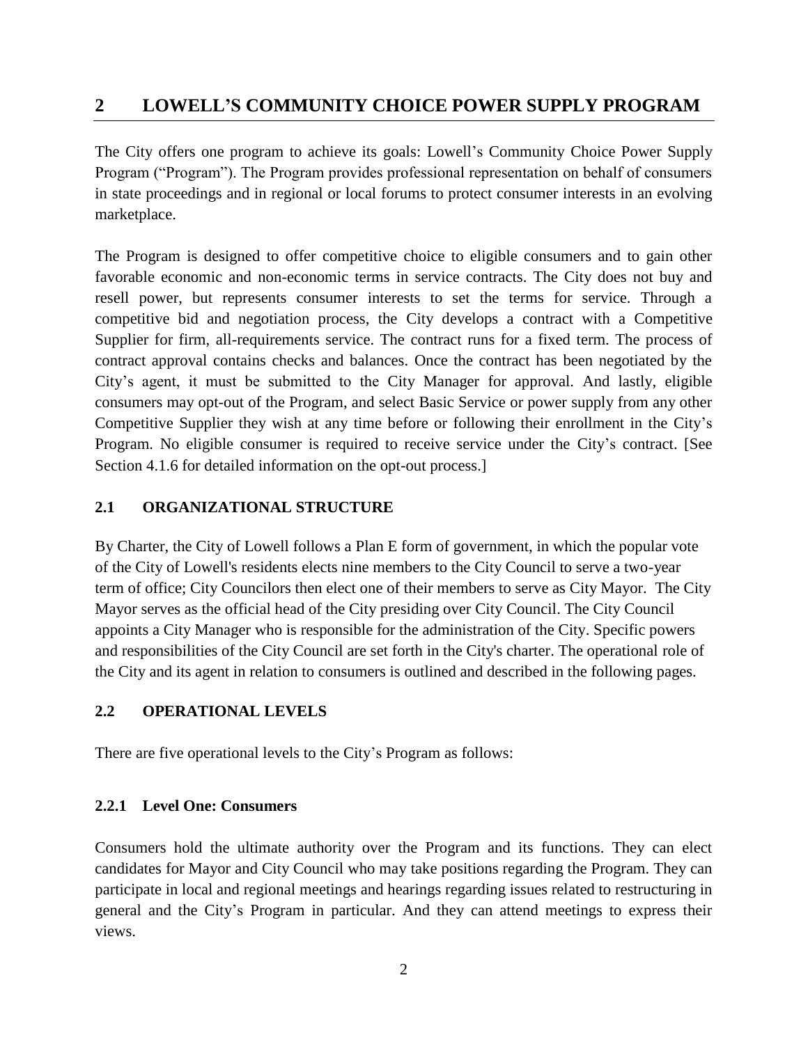# 2 LOWELL'S COMMUNITY CHOICE POWER SUPPLY PROGRAM

The City offers one program to achieve its goals: Lowell's Community Choice Power Supply Program ("Program"). The Program provides professional representation on behalf of consumers in state proceedings and in regional or local forums to protect consumer interests in an evolving marketplace.

The Program is designed to offer competitive choice to eligible consumers and to gain other favorable economic and non-economic terms in service contracts. The City does not buy and resell power, but represents consumer interests to set the terms for service. Through a competitive bid and negotiation process, the City develops a contract with a Competitive Supplier for firm, all-requirements service. The contract runs for a fixed term. The process of contract approval contains checks and balances. Once the contract has been negotiated by the City's agent, it must be submitted to the City Manager for approval. And lastly, eligible consumers may opt-out of the Program, and select Basic Service or power supply from any other Competitive Supplier they wish at any time before or following their enrollment in the City's Program. No eligible consumer is required to receive service under the City's contract. [See Section 4.1.6 for detailed information on the opt-out process.]

## 2.1 ORGANIZATIONAL STRUCTURE

By Charter, the City of Lowell follows a Plan E form of government, in which the popular vote of the City of Lowell's residents elects nine members to the City Council to serve a two-year term of office; City Councilors then elect one of their members to serve as City Mayor. The City Mayor serves as the official head of the City presiding over City Council. The City Council appoints a City Manager who is responsible for the administration of the City. Specific powers and responsibilities of the City Council are set forth in the City's charter. The operational role of the City and its agent in relation to consumers is outlined and described in the following pages.

## 2.2 OPERATIONAL LEVELS

There are five operational levels to the City's Program as follows:

### 2.2.1 Level One: Consumers

Consumers hold the ultimate authority over the Program and its functions. They can elect candidates for Mayor and City Council who may take positions regarding the Program. They can participate in local and regional meetings and hearings regarding issues related to restructuring in general and the City's Program in particular. And they can attend meetings to express their views.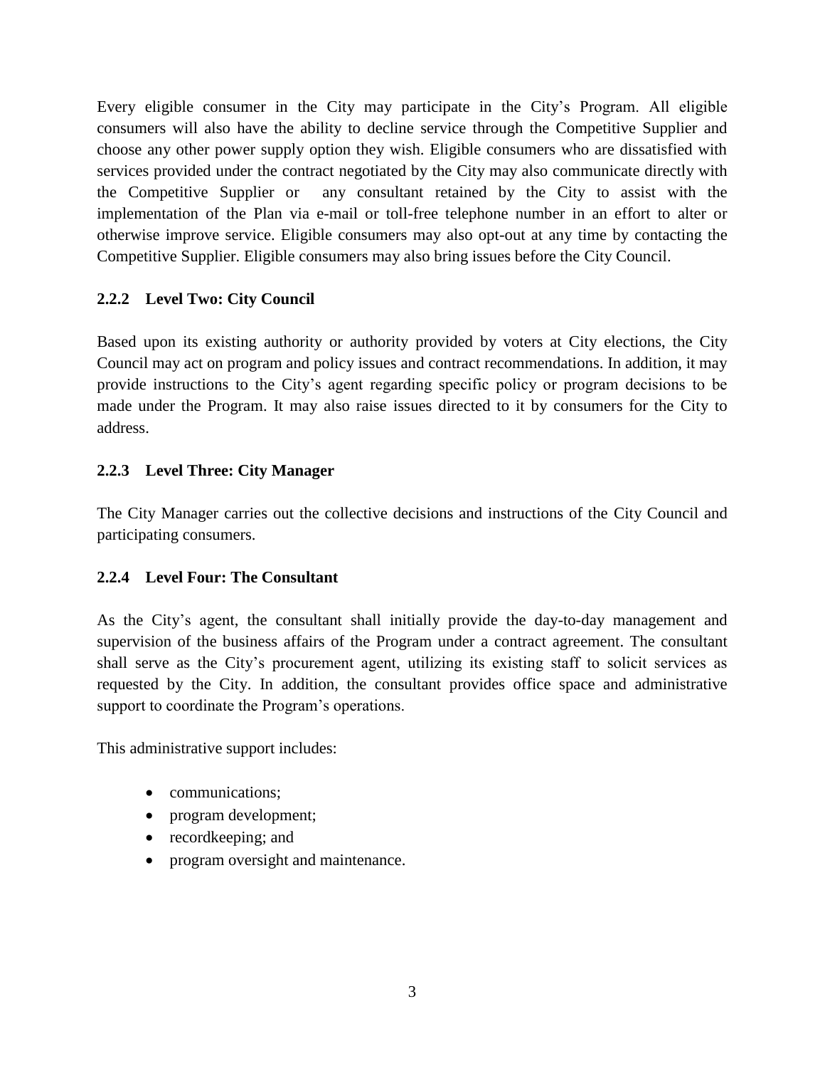Every eligible consumer in the City may participate in the City's Program. All eligible consumers will also have the ability to decline service through the Competitive Supplier and choose any other power supply option they wish. Eligible consumers who are dissatisfied with services provided under the contract negotiated by the City may also communicate directly with the Competitive Supplier or any consultant retained by the City to assist with the implementation of the Plan via e-mail or toll-free telephone number in an effort to alter or otherwise improve service. Eligible consumers may also opt-out at any time by contacting the Competitive Supplier. Eligible consumers may also bring issues before the City Council.

### 2.2.2 Level Two: City Council

Based upon its existing authority or authority provided by voters at City elections, the City Council may act on program and policy issues and contract recommendations. In addition, it may provide instructions to the City's agent regarding specific policy or program decisions to be made under the Program. It may also raise issues directed to it by consumers for the City to address.

### 2.2.3 Level Three: City Manager

The City Manager carries out the collective decisions and instructions of the City Council and participating consumers.

### 2.2.4 Level Four: The Consultant

As the City's agent, the consultant shall initially provide the day-to-day management and supervision of the business affairs of the Program under a contract agreement. The consultant shall serve as the City's procurement agent, utilizing its existing staff to solicit services as requested by the City. In addition, the consultant provides office space and administrative support to coordinate the Program's operations.

This administrative support includes:

- communications;
- program development;
- recordkeeping; and
- program oversight and maintenance.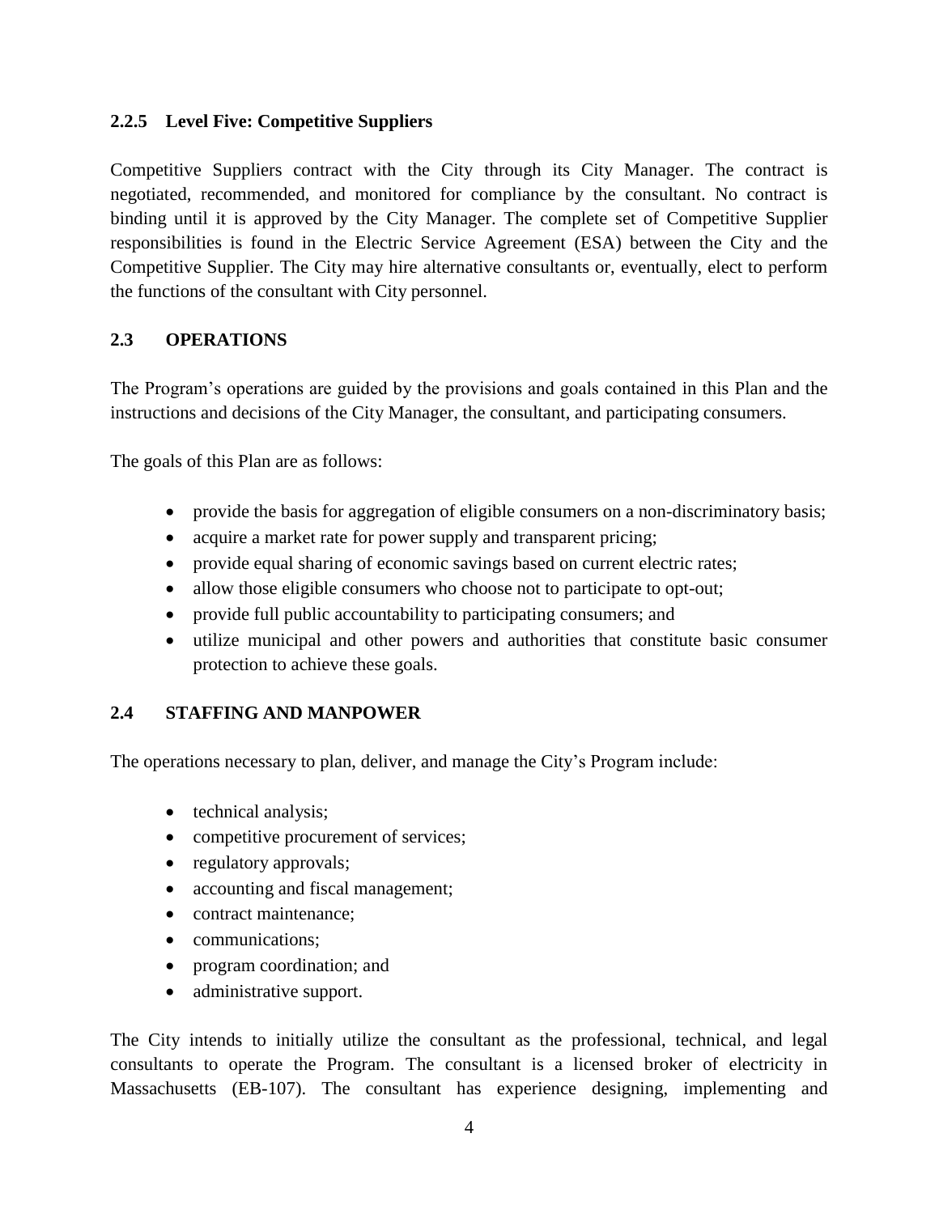### 2.2.5 Level Five: Competitive Suppliers

Competitive Suppliers contract with the City through its City Manager. The contract is negotiated, recommended, and monitored for compliance by the consultant. No contract is binding until it is approved by the City Manager. The complete set of Competitive Supplier responsibilities is found in the Electric Service Agreement (ESA) between the City and the Competitive Supplier. The City may hire alternative consultants or, eventually, elect to perform the functions of the consultant with City personnel.

## 2.3 OPERATIONS

The Program's operations are guided by the provisions and goals contained in this Plan and the instructions and decisions of the City Manager, the consultant, and participating consumers.

The goals of this Plan are as follows:

- provide the basis for aggregation of eligible consumers on a non-discriminatory basis;
- acquire a market rate for power supply and transparent pricing;
- provide equal sharing of economic savings based on current electric rates;
- allow those eligible consumers who choose not to participate to opt-out;
- provide full public accountability to participating consumers; and
- utilize municipal and other powers and authorities that constitute basic consumer protection to achieve these goals.

## 2.4 STAFFING AND MANPOWER

The operations necessary to plan, deliver, and manage the City's Program include:

- technical analysis;
- competitive procurement of services;
- regulatory approvals;
- accounting and fiscal management;
- contract maintenance;
- communications;
- program coordination; and
- administrative support.

The City intends to initially utilize the consultant as the professional, technical, and legal consultants to operate the Program. The consultant is a licensed broker of electricity in Massachusetts (EB-107). The consultant has experience designing, implementing and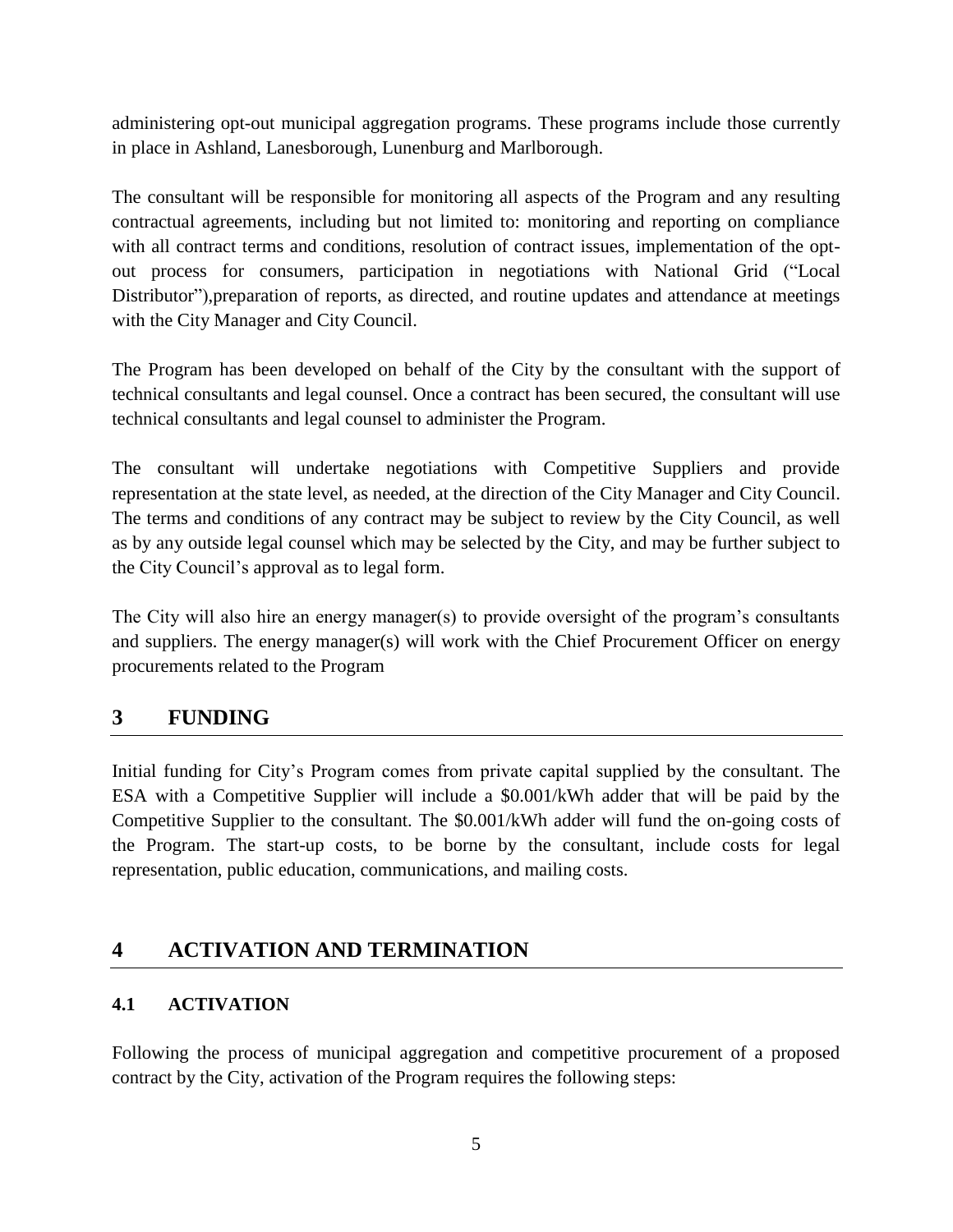administering opt-out municipal aggregation programs. These programs include those currently in place in Ashland, Lanesborough, Lunenburg and Marlborough.

The consultant will be responsible for monitoring all aspects of the Program and any resulting contractual agreements, including but not limited to: monitoring and reporting on compliance with all contract terms and conditions, resolution of contract issues, implementation of the opt-out process for consumers, participation in negotiations with National Grid ("Local Distributor"),preparation of reports, as directed, and routine updates and attendance at meetings with the City Manager and City Council.

The Program has been developed on behalf of the City by the consultant with the support of technical consultants and legal counsel. Once a contract has been secured, the consultant will use technical consultants and legal counsel to administer the Program.

The consultant will undertake negotiations with Competitive Suppliers and provide representation at the state level, as needed, at the direction of the City Manager and City Council. The terms and conditions of any contract may be subject to review by the City Council, as well as by any outside legal counsel which may be selected by the City, and may be further subject to the City Council's approval as to legal form.

The City will also hire an energy manager(s) to provide oversight of the program's consultants and suppliers. The energy manager(s) will work with the Chief Procurement Officer on energy procurements related to the Program

## 3 FUNDING

Initial funding for City's Program comes from private capital supplied by the consultant. The ESA with a Competitive Supplier will include a $0.001/kWh adder that will be paid by the Competitive Supplier to the consultant. The $0.001/kWh adder will fund the on-going costs of the Program. The start-up costs, to be borne by the consultant, include costs for legal representation, public education, communications, and mailing costs.

## 4 ACTIVATION AND TERMINATION

### 4.1 ACTIVATION

Following the process of municipal aggregation and competitive procurement of a proposed contract by the City, activation of the Program requires the following steps: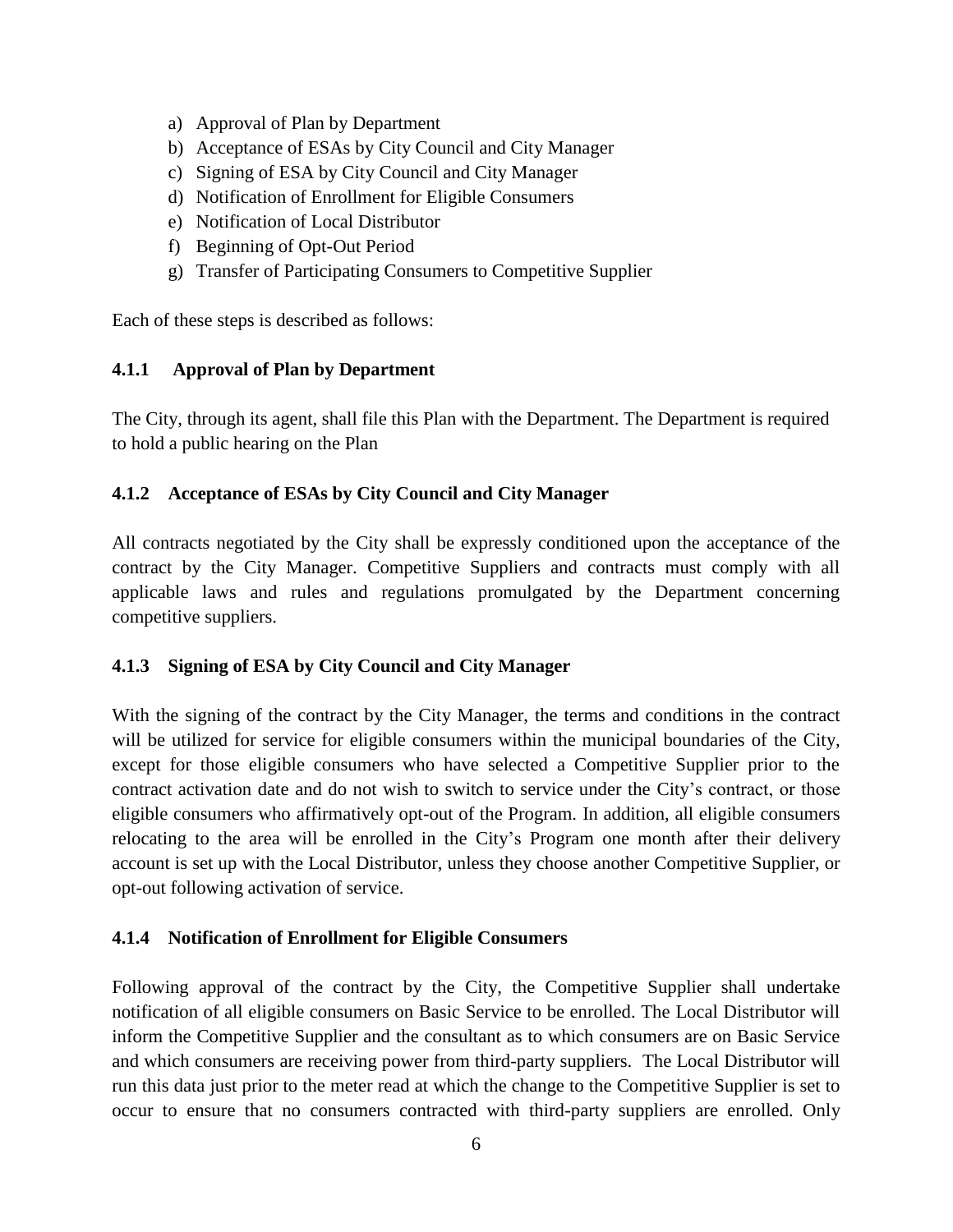a) Approval of Plan by Department
b) Acceptance of ESAs by City Council and City Manager
c) Signing of ESA by City Council and City Manager
d) Notification of Enrollment for Eligible Consumers
e) Notification of Local Distributor
f) Beginning of Opt-Out Period
g) Transfer of Participating Consumers to Competitive Supplier

Each of these steps is described as follows:

### 4.1.1 Approval of Plan by Department

The City, through its agent, shall file this Plan with the Department. The Department is required to hold a public hearing on the Plan

### 4.1.2 Acceptance of ESAs by City Council and City Manager

All contracts negotiated by the City shall be expressly conditioned upon the acceptance of the contract by the City Manager. Competitive Suppliers and contracts must comply with all applicable laws and rules and regulations promulgated by the Department concerning competitive suppliers.

### 4.1.3 Signing of ESA by City Council and City Manager

With the signing of the contract by the City Manager, the terms and conditions in the contract will be utilized for service for eligible consumers within the municipal boundaries of the City, except for those eligible consumers who have selected a Competitive Supplier prior to the contract activation date and do not wish to switch to service under the City's contract, or those eligible consumers who affirmatively opt-out of the Program. In addition, all eligible consumers relocating to the area will be enrolled in the City's Program one month after their delivery account is set up with the Local Distributor, unless they choose another Competitive Supplier, or opt-out following activation of service.

### 4.1.4 Notification of Enrollment for Eligible Consumers

Following approval of the contract by the City, the Competitive Supplier shall undertake notification of all eligible consumers on Basic Service to be enrolled. The Local Distributor will inform the Competitive Supplier and the consultant as to which consumers are on Basic Service and which consumers are receiving power from third-party suppliers. The Local Distributor will run this data just prior to the meter read at which the change to the Competitive Supplier is set to occur to ensure that no consumers contracted with third-party suppliers are enrolled. Only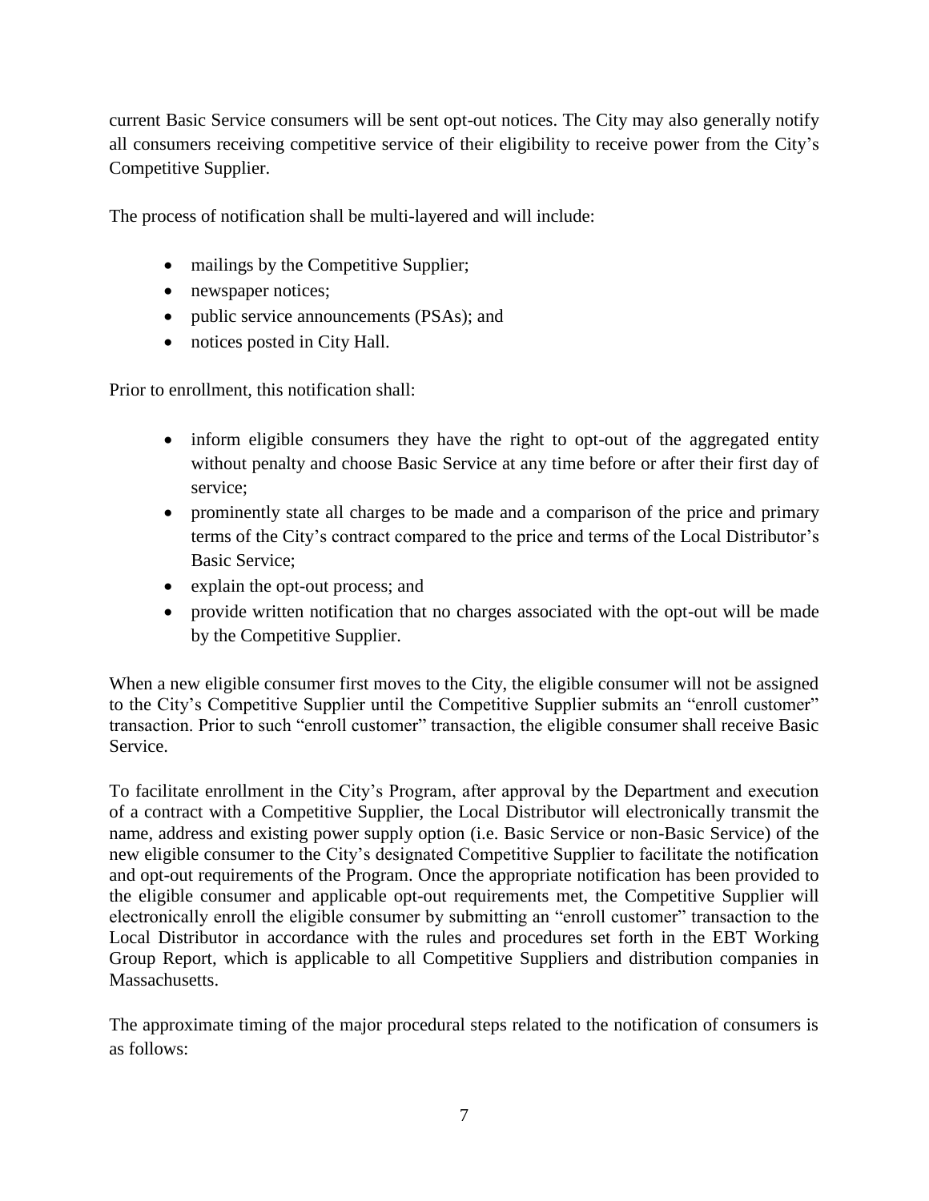current Basic Service consumers will be sent opt-out notices. The City may also generally notify all consumers receiving competitive service of their eligibility to receive power from the City's Competitive Supplier.

The process of notification shall be multi-layered and will include:

- mailings by the Competitive Supplier;
- newspaper notices;
- public service announcements (PSAs); and
- notices posted in City Hall.

Prior to enrollment, this notification shall:

- inform eligible consumers they have the right to opt-out of the aggregated entity without penalty and choose Basic Service at any time before or after their first day of service;
- prominently state all charges to be made and a comparison of the price and primary terms of the City's contract compared to the price and terms of the Local Distributor's Basic Service;
- explain the opt-out process; and
- provide written notification that no charges associated with the opt-out will be made by the Competitive Supplier.

When a new eligible consumer first moves to the City, the eligible consumer will not be assigned to the City's Competitive Supplier until the Competitive Supplier submits an "enroll customer" transaction. Prior to such "enroll customer" transaction, the eligible consumer shall receive Basic Service.

To facilitate enrollment in the City's Program, after approval by the Department and execution of a contract with a Competitive Supplier, the Local Distributor will electronically transmit the name, address and existing power supply option (i.e. Basic Service or non-Basic Service) of the new eligible consumer to the City's designated Competitive Supplier to facilitate the notification and opt-out requirements of the Program. Once the appropriate notification has been provided to the eligible consumer and applicable opt-out requirements met, the Competitive Supplier will electronically enroll the eligible consumer by submitting an "enroll customer" transaction to the Local Distributor in accordance with the rules and procedures set forth in the EBT Working Group Report, which is applicable to all Competitive Suppliers and distribution companies in Massachusetts.

The approximate timing of the major procedural steps related to the notification of consumers is as follows: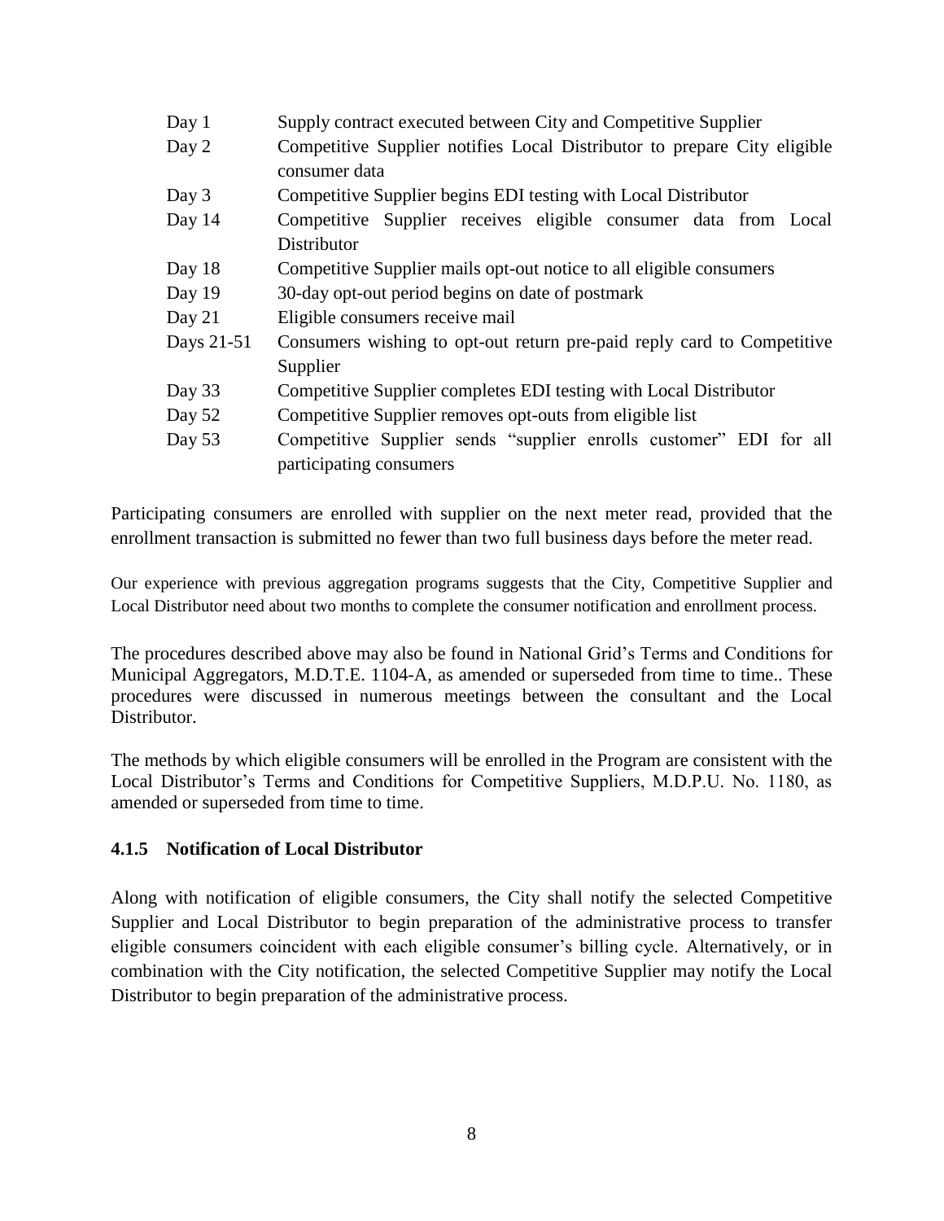| | |
|---|---|
| Day 1 | Supply contract executed between City and Competitive Supplier |
| Day 2 | Competitive Supplier notifies Local Distributor to prepare City eligible consumer data |
| Day 3 | Competitive Supplier begins EDI testing with Local Distributor |
| Day 14 | Competitive Supplier receives eligible consumer data from Local Distributor |
| Day 18 | Competitive Supplier mails opt-out notice to all eligible consumers |
| Day 19 | 30-day opt-out period begins on date of postmark |
| Day 21 | Eligible consumers receive mail |
| Days 21-51 | Consumers wishing to opt-out return pre-paid reply card to Competitive Supplier |
| Day 33 | Competitive Supplier completes EDI testing with Local Distributor |
| Day 52 | Competitive Supplier removes opt-outs from eligible list |
| Day 53 | Competitive Supplier sends "supplier enrolls customer" EDI for all participating consumers |

Participating consumers are enrolled with supplier on the next meter read, provided that the enrollment transaction is submitted no fewer than two full business days before the meter read.

Our experience with previous aggregation programs suggests that the City, Competitive Supplier and Local Distributor need about two months to complete the consumer notification and enrollment process.

The procedures described above may also be found in National Grid's Terms and Conditions for Municipal Aggregators, M.D.T.E. 1104-A, as amended or superseded from time to time.. These procedures were discussed in numerous meetings between the consultant and the Local Distributor.

The methods by which eligible consumers will be enrolled in the Program are consistent with the Local Distributor's Terms and Conditions for Competitive Suppliers, M.D.P.U. No. 1180, as amended or superseded from time to time.

### 4.1.5 Notification of Local Distributor

Along with notification of eligible consumers, the City shall notify the selected Competitive Supplier and Local Distributor to begin preparation of the administrative process to transfer eligible consumers coincident with each eligible consumer's billing cycle. Alternatively, or in combination with the City notification, the selected Competitive Supplier may notify the Local Distributor to begin preparation of the administrative process.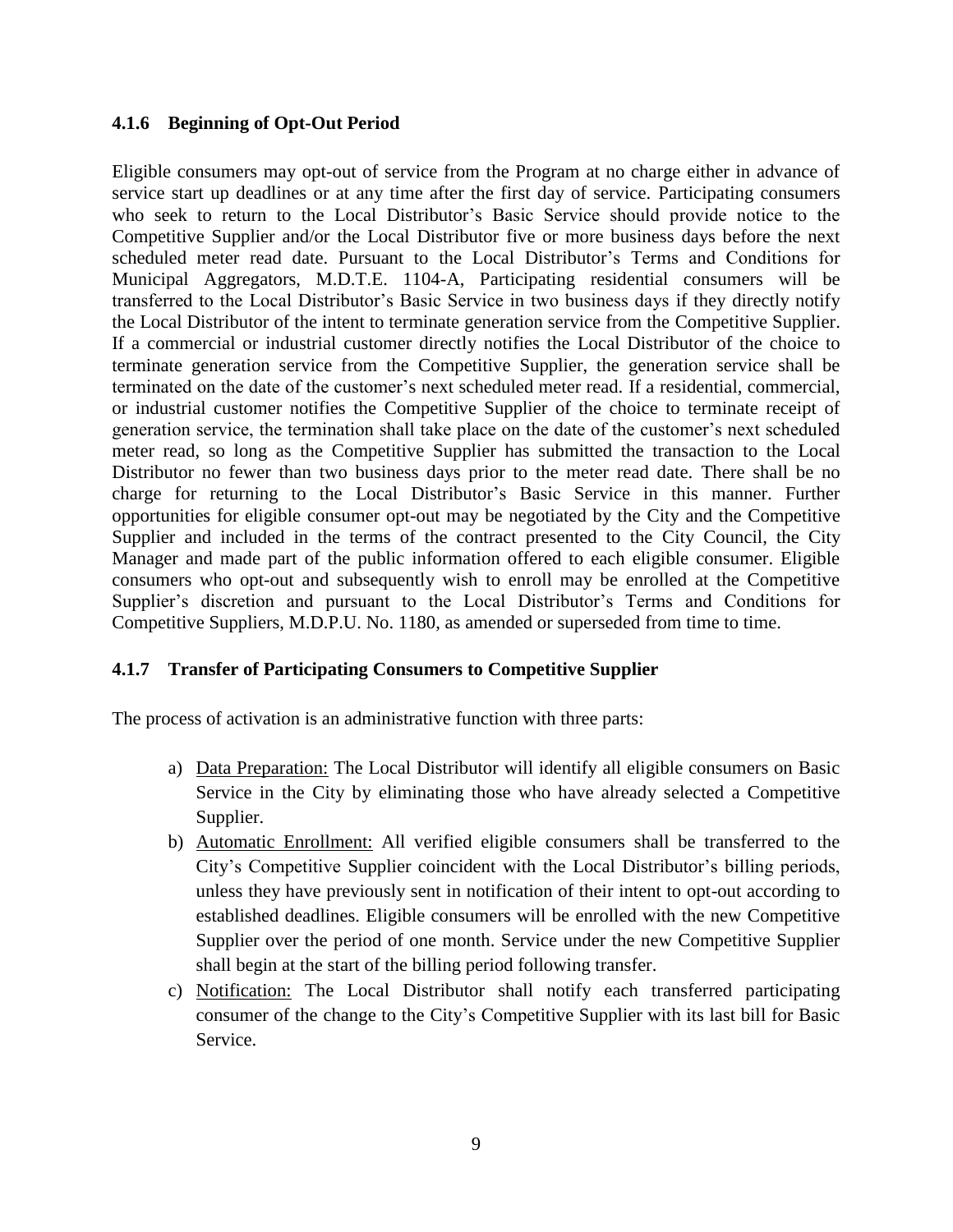#### 4.1.6 Beginning of Opt-Out Period

Eligible consumers may opt-out of service from the Program at no charge either in advance of service start up deadlines or at any time after the first day of service. Participating consumers who seek to return to the Local Distributor's Basic Service should provide notice to the Competitive Supplier and/or the Local Distributor five or more business days before the next scheduled meter read date. Pursuant to the Local Distributor's Terms and Conditions for Municipal Aggregators, M.D.T.E. 1104-A, Participating residential consumers will be transferred to the Local Distributor's Basic Service in two business days if they directly notify the Local Distributor of the intent to terminate generation service from the Competitive Supplier. If a commercial or industrial customer directly notifies the Local Distributor of the choice to terminate generation service from the Competitive Supplier, the generation service shall be terminated on the date of the customer's next scheduled meter read. If a residential, commercial, or industrial customer notifies the Competitive Supplier of the choice to terminate receipt of generation service, the termination shall take place on the date of the customer's next scheduled meter read, so long as the Competitive Supplier has submitted the transaction to the Local Distributor no fewer than two business days prior to the meter read date. There shall be no charge for returning to the Local Distributor's Basic Service in this manner. Further opportunities for eligible consumer opt-out may be negotiated by the City and the Competitive Supplier and included in the terms of the contract presented to the City Council, the City Manager and made part of the public information offered to each eligible consumer. Eligible consumers who opt-out and subsequently wish to enroll may be enrolled at the Competitive Supplier's discretion and pursuant to the Local Distributor's Terms and Conditions for Competitive Suppliers, M.D.P.U. No. 1180, as amended or superseded from time to time.

#### 4.1.7 Transfer of Participating Consumers to Competitive Supplier

The process of activation is an administrative function with three parts:

a) Data Preparation: The Local Distributor will identify all eligible consumers on Basic Service in the City by eliminating those who have already selected a Competitive Supplier.
b) Automatic Enrollment: All verified eligible consumers shall be transferred to the City's Competitive Supplier coincident with the Local Distributor's billing periods, unless they have previously sent in notification of their intent to opt-out according to established deadlines. Eligible consumers will be enrolled with the new Competitive Supplier over the period of one month. Service under the new Competitive Supplier shall begin at the start of the billing period following transfer.
c) Notification: The Local Distributor shall notify each transferred participating consumer of the change to the City's Competitive Supplier with its last bill for Basic Service.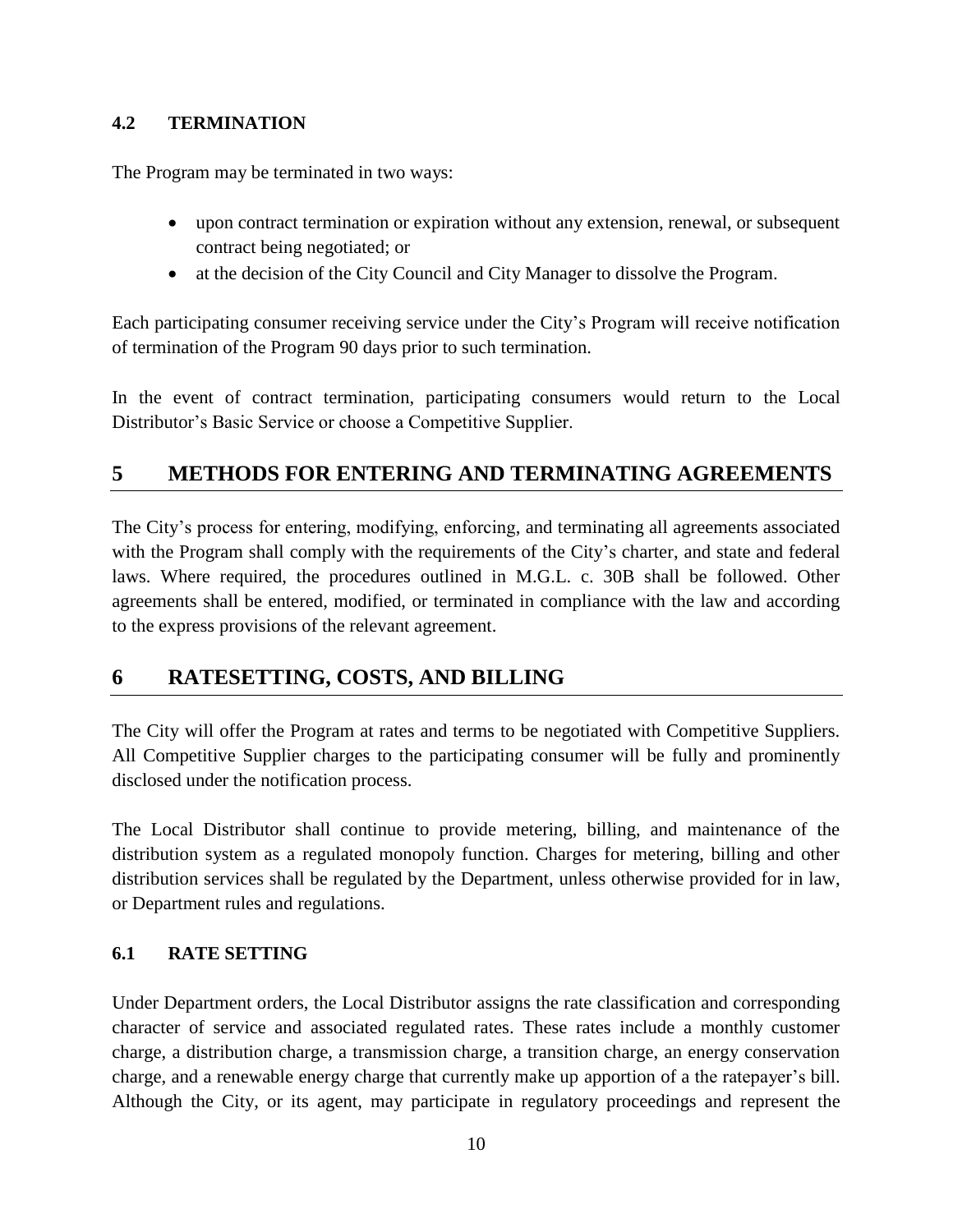### 4.2 TERMINATION

The Program may be terminated in two ways:

- upon contract termination or expiration without any extension, renewal, or subsequent contract being negotiated; or
- at the decision of the City Council and City Manager to dissolve the Program.

Each participating consumer receiving service under the City's Program will receive notification of termination of the Program 90 days prior to such termination.

In the event of contract termination, participating consumers would return to the Local Distributor's Basic Service or choose a Competitive Supplier.

## 5 METHODS FOR ENTERING AND TERMINATING AGREEMENTS

The City's process for entering, modifying, enforcing, and terminating all agreements associated with the Program shall comply with the requirements of the City's charter, and state and federal laws. Where required, the procedures outlined in M.G.L. c. 30B shall be followed. Other agreements shall be entered, modified, or terminated in compliance with the law and according to the express provisions of the relevant agreement.

## 6 RATESETTING, COSTS, AND BILLING

The City will offer the Program at rates and terms to be negotiated with Competitive Suppliers. All Competitive Supplier charges to the participating consumer will be fully and prominently disclosed under the notification process.

The Local Distributor shall continue to provide metering, billing, and maintenance of the distribution system as a regulated monopoly function. Charges for metering, billing and other distribution services shall be regulated by the Department, unless otherwise provided for in law, or Department rules and regulations.

### 6.1 RATE SETTING

Under Department orders, the Local Distributor assigns the rate classification and corresponding character of service and associated regulated rates. These rates include a monthly customer charge, a distribution charge, a transmission charge, a transition charge, an energy conservation charge, and a renewable energy charge that currently make up apportion of a the ratepayer's bill. Although the City, or its agent, may participate in regulatory proceedings and represent the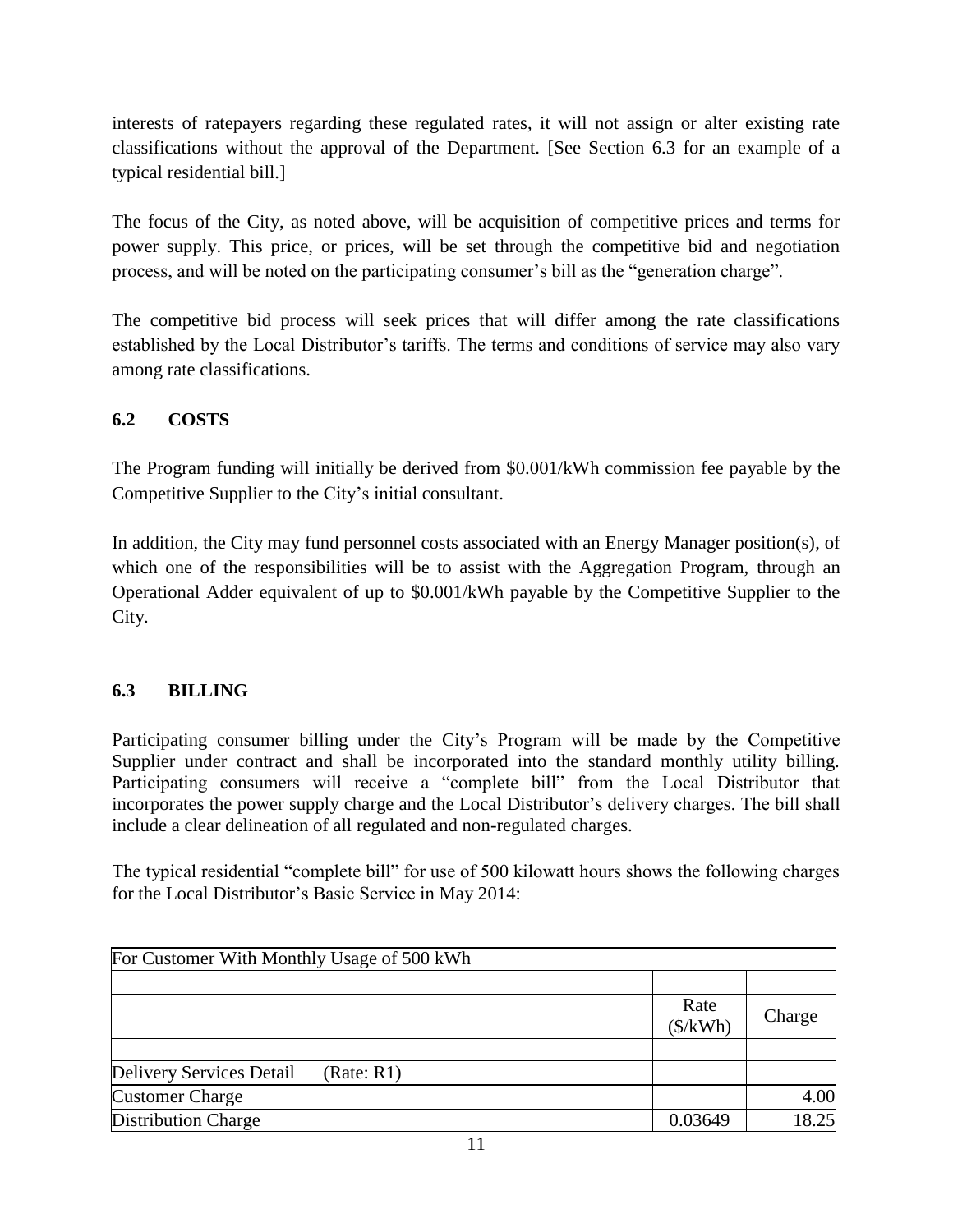interests of ratepayers regarding these regulated rates, it will not assign or alter existing rate classifications without the approval of the Department. [See Section 6.3 for an example of a typical residential bill.]

The focus of the City, as noted above, will be acquisition of competitive prices and terms for power supply. This price, or prices, will be set through the competitive bid and negotiation process, and will be noted on the participating consumer's bill as the "generation charge".

The competitive bid process will seek prices that will differ among the rate classifications established by the Local Distributor's tariffs. The terms and conditions of service may also vary among rate classifications.

## 6.2 COSTS

The Program funding will initially be derived from $0.001/kWh commission fee payable by the Competitive Supplier to the City's initial consultant.

In addition, the City may fund personnel costs associated with an Energy Manager position(s), of which one of the responsibilities will be to assist with the Aggregation Program, through an Operational Adder equivalent of up to $0.001/kWh payable by the Competitive Supplier to the City.

## 6.3 BILLING

Participating consumer billing under the City's Program will be made by the Competitive Supplier under contract and shall be incorporated into the standard monthly utility billing. Participating consumers will receive a "complete bill" from the Local Distributor that incorporates the power supply charge and the Local Distributor's delivery charges. The bill shall include a clear delineation of all regulated and non-regulated charges.

The typical residential "complete bill" for use of 500 kilowatt hours shows the following charges for the Local Distributor's Basic Service in May 2014:

| For Customer With Monthly Usage of 500 kWh | | |
|---|---|---|
| | | |
| | Rate ($/kWh) | Charge |
| | | |
| Delivery Services Detail (Rate: R1) | | |
| Customer Charge | | 4.00 |
| Distribution Charge | 0.03649 | 18.25 |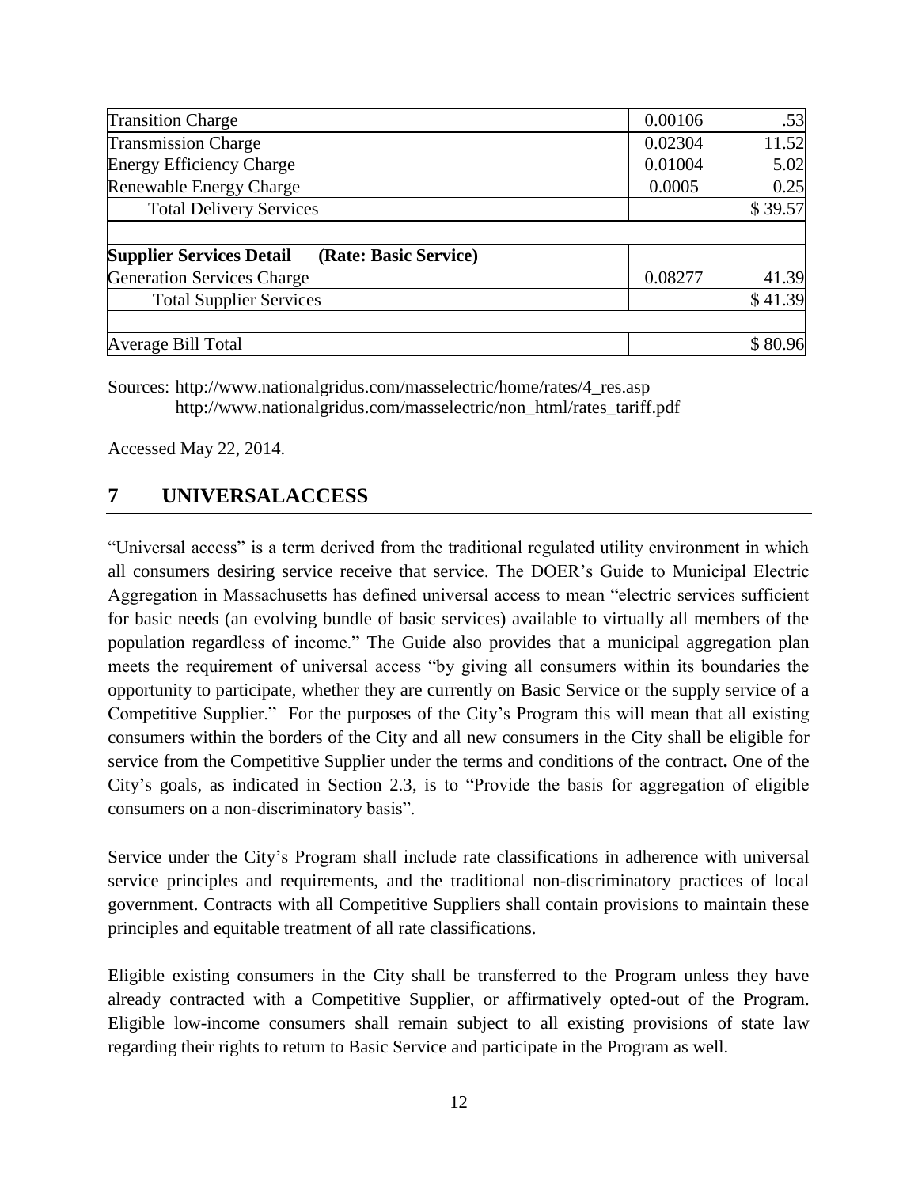| | | |
|---|---|---|
| Transition Charge | 0.00106 | .53 |
| Transmission Charge | 0.02304 | 11.52 |
| Energy Efficiency Charge | 0.01004 | 5.02 |
| Renewable Energy Charge | 0.0005 | 0.25 |
| Total Delivery Services | | $ 39.57 |
| | | |
| **Supplier Services Detail (Rate: Basic Service)** | | |
| Generation Services Charge | 0.08277 | 41.39 |
| Total Supplier Services | | $ 41.39 |
| | | |
| Average Bill Total | | $ 80.96 |

Sources: http://www.nationalgridus.com/masselectric/home/rates/4_res.asp
http://www.nationalgridus.com/masselectric/non_html/rates_tariff.pdf

Accessed May 22, 2014.

## 7 UNIVERSALACCESS

"Universal access" is a term derived from the traditional regulated utility environment in which all consumers desiring service receive that service. The DOER's Guide to Municipal Electric Aggregation in Massachusetts has defined universal access to mean "electric services sufficient for basic needs (an evolving bundle of basic services) available to virtually all members of the population regardless of income." The Guide also provides that a municipal aggregation plan meets the requirement of universal access "by giving all consumers within its boundaries the opportunity to participate, whether they are currently on Basic Service or the supply service of a Competitive Supplier." For the purposes of the City's Program this will mean that all existing consumers within the borders of the City and all new consumers in the City shall be eligible for service from the Competitive Supplier under the terms and conditions of the contract**.** One of the City's goals, as indicated in Section 2.3, is to "Provide the basis for aggregation of eligible consumers on a non-discriminatory basis".

Service under the City's Program shall include rate classifications in adherence with universal service principles and requirements, and the traditional non-discriminatory practices of local government. Contracts with all Competitive Suppliers shall contain provisions to maintain these principles and equitable treatment of all rate classifications.

Eligible existing consumers in the City shall be transferred to the Program unless they have already contracted with a Competitive Supplier, or affirmatively opted-out of the Program. Eligible low-income consumers shall remain subject to all existing provisions of state law regarding their rights to return to Basic Service and participate in the Program as well.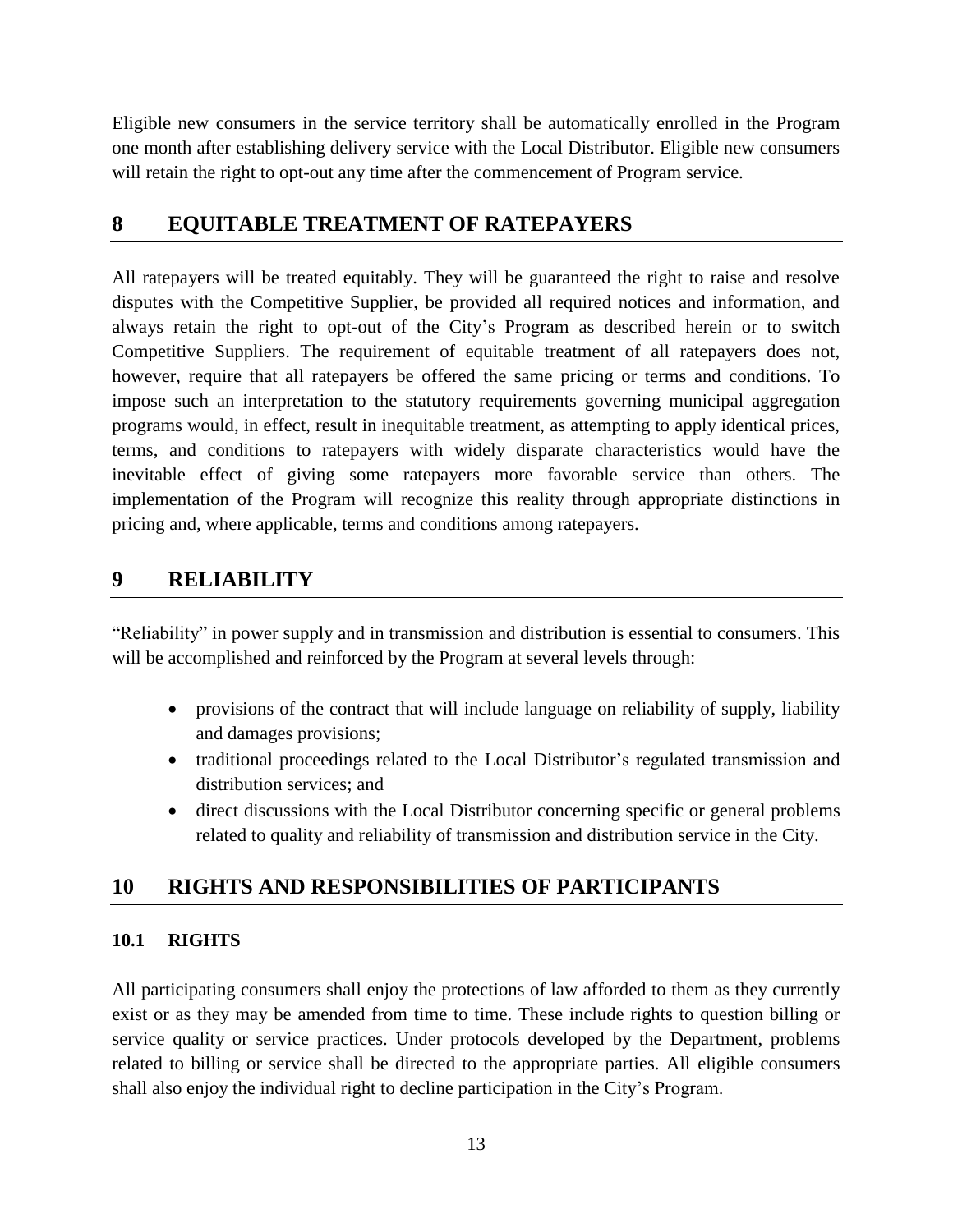Eligible new consumers in the service territory shall be automatically enrolled in the Program one month after establishing delivery service with the Local Distributor. Eligible new consumers will retain the right to opt-out any time after the commencement of Program service.

## 8 EQUITABLE TREATMENT OF RATEPAYERS

All ratepayers will be treated equitably. They will be guaranteed the right to raise and resolve disputes with the Competitive Supplier, be provided all required notices and information, and always retain the right to opt-out of the City's Program as described herein or to switch Competitive Suppliers. The requirement of equitable treatment of all ratepayers does not, however, require that all ratepayers be offered the same pricing or terms and conditions. To impose such an interpretation to the statutory requirements governing municipal aggregation programs would, in effect, result in inequitable treatment, as attempting to apply identical prices, terms, and conditions to ratepayers with widely disparate characteristics would have the inevitable effect of giving some ratepayers more favorable service than others. The implementation of the Program will recognize this reality through appropriate distinctions in pricing and, where applicable, terms and conditions among ratepayers.

## 9 RELIABILITY

"Reliability" in power supply and in transmission and distribution is essential to consumers. This will be accomplished and reinforced by the Program at several levels through:

- provisions of the contract that will include language on reliability of supply, liability and damages provisions;
- traditional proceedings related to the Local Distributor's regulated transmission and distribution services; and
- direct discussions with the Local Distributor concerning specific or general problems related to quality and reliability of transmission and distribution service in the City.

## 10 RIGHTS AND RESPONSIBILITIES OF PARTICIPANTS

### 10.1 RIGHTS

All participating consumers shall enjoy the protections of law afforded to them as they currently exist or as they may be amended from time to time. These include rights to question billing or service quality or service practices. Under protocols developed by the Department, problems related to billing or service shall be directed to the appropriate parties. All eligible consumers shall also enjoy the individual right to decline participation in the City's Program.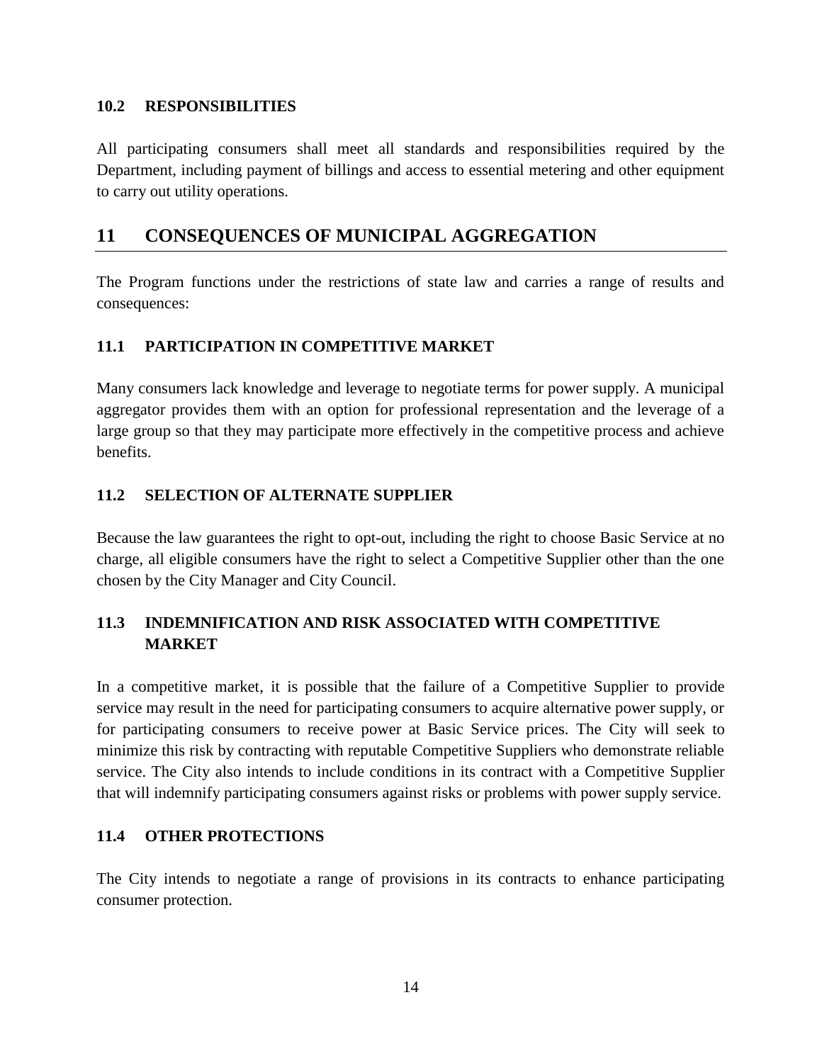### 10.2 RESPONSIBILITIES

All participating consumers shall meet all standards and responsibilities required by the Department, including payment of billings and access to essential metering and other equipment to carry out utility operations.

## 11 CONSEQUENCES OF MUNICIPAL AGGREGATION

The Program functions under the restrictions of state law and carries a range of results and consequences:

### 11.1 PARTICIPATION IN COMPETITIVE MARKET

Many consumers lack knowledge and leverage to negotiate terms for power supply. A municipal aggregator provides them with an option for professional representation and the leverage of a large group so that they may participate more effectively in the competitive process and achieve benefits.

### 11.2 SELECTION OF ALTERNATE SUPPLIER

Because the law guarantees the right to opt-out, including the right to choose Basic Service at no charge, all eligible consumers have the right to select a Competitive Supplier other than the one chosen by the City Manager and City Council.

### 11.3 INDEMNIFICATION AND RISK ASSOCIATED WITH COMPETITIVE MARKET

In a competitive market, it is possible that the failure of a Competitive Supplier to provide service may result in the need for participating consumers to acquire alternative power supply, or for participating consumers to receive power at Basic Service prices. The City will seek to minimize this risk by contracting with reputable Competitive Suppliers who demonstrate reliable service. The City also intends to include conditions in its contract with a Competitive Supplier that will indemnify participating consumers against risks or problems with power supply service.

### 11.4 OTHER PROTECTIONS

The City intends to negotiate a range of provisions in its contracts to enhance participating consumer protection.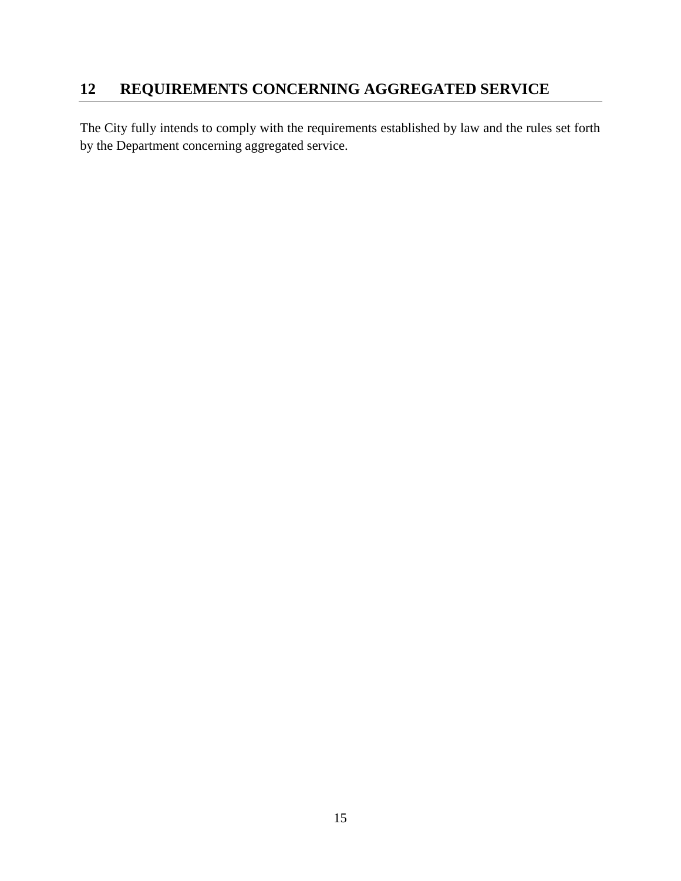## 12 REQUIREMENTS CONCERNING AGGREGATED SERVICE

The City fully intends to comply with the requirements established by law and the rules set forth by the Department concerning aggregated service.